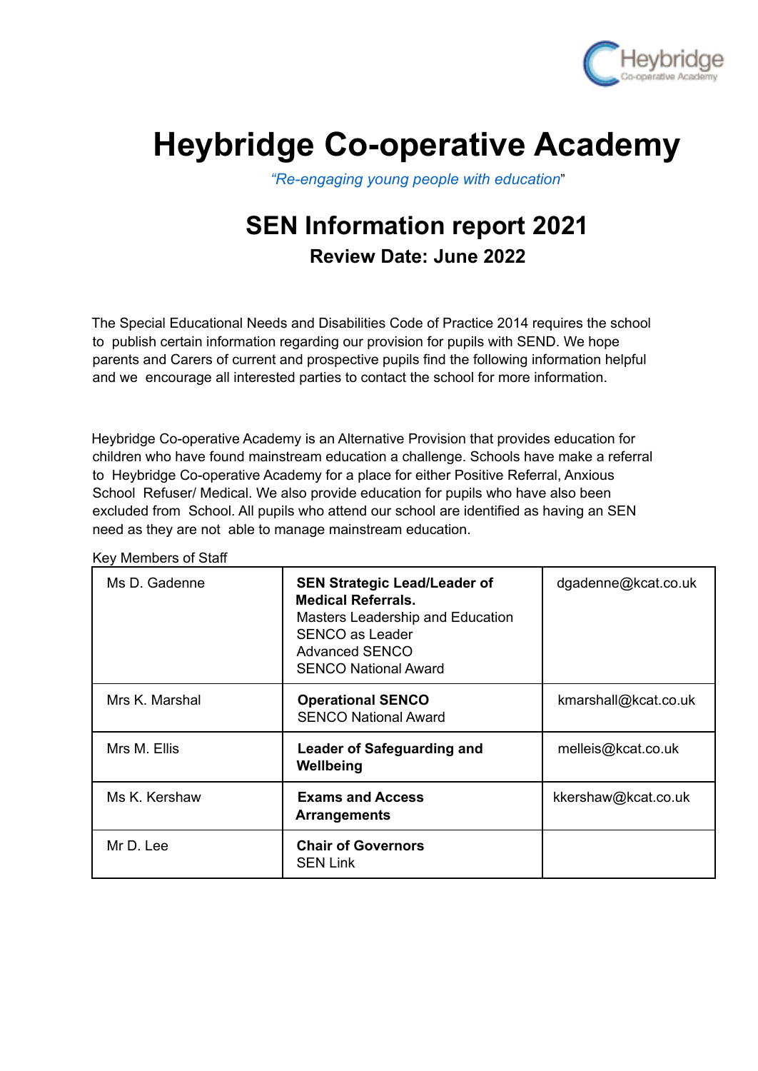# Heybridge Co-operative Academy

*"Re-engaging young people with education"*

## SEN Information report 2021

### Review Date: June 2022

The Special Educational Needs and Disabilities Code of Practice 2014 requires the school to publish certain information regarding our provision for pupils with SEND. We hope parents and Carers of current and prospective pupils find the following information helpful and we encourage all interested parties to contact the school for more information.

Heybridge Co-operative Academy is an Alternative Provision that provides education for children who have found mainstream education a challenge. Schools have make a referral to Heybridge Co-operative Academy for a place for either Positive Referral, Anxious School Refuser/ Medical. We also provide education for pupils who have also been excluded from School. All pupils who attend our school are identified as having an SEN need as they are not able to manage mainstream education.

Key Members of Staff

| | | |
|---|---|---|
| Ms D. Gadenne | **SEN Strategic Lead/Leader of Medical Referrals.**<br>Masters Leadership and Education<br>SENCO as Leader<br>Advanced SENCO<br>SENCO National Award | dgadenne@kcat.co.uk |
| Mrs K. Marshal | **Operational SENCO**<br>SENCO National Award | kmarshall@kcat.co.uk |
| Mrs M. Ellis | **Leader of Safeguarding and Wellbeing** | melleis@kcat.co.uk |
| Ms K. Kershaw | **Exams and Access Arrangements** | kkershaw@kcat.co.uk |
| Mr D. Lee | **Chair of Governors**<br>SEN Link | |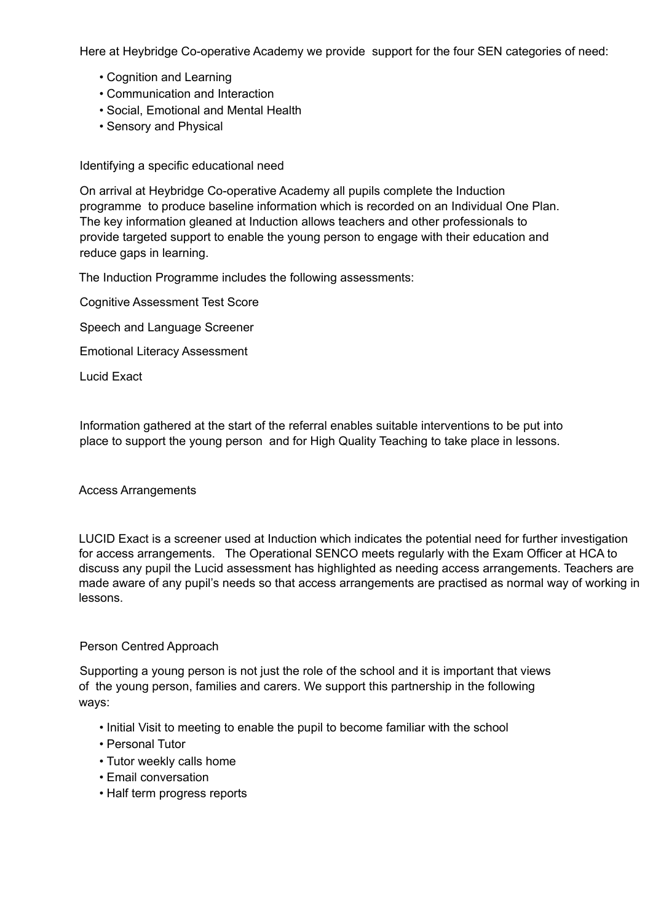Here at Heybridge Co-operative Academy we provide support for the four SEN categories of need:

- Cognition and Learning
- Communication and Interaction
- Social, Emotional and Mental Health
- Sensory and Physical

## Identifying a specific educational need

On arrival at Heybridge Co-operative Academy all pupils complete the Induction programme to produce baseline information which is recorded on an Individual One Plan. The key information gleaned at Induction allows teachers and other professionals to provide targeted support to enable the young person to engage with their education and reduce gaps in learning.

The Induction Programme includes the following assessments:

Cognitive Assessment Test Score

Speech and Language Screener

Emotional Literacy Assessment

Lucid Exact

Information gathered at the start of the referral enables suitable interventions to be put into place to support the young person and for High Quality Teaching to take place in lessons.

## Access Arrangements

LUCID Exact is a screener used at Induction which indicates the potential need for further investigation for access arrangements. The Operational SENCO meets regularly with the Exam Officer at HCA to discuss any pupil the Lucid assessment has highlighted as needing access arrangements. Teachers are made aware of any pupil's needs so that access arrangements are practised as normal way of working in lessons.

## Person Centred Approach

Supporting a young person is not just the role of the school and it is important that views of the young person, families and carers. We support this partnership in the following ways:

- Initial Visit to meeting to enable the pupil to become familiar with the school
- Personal Tutor
- Tutor weekly calls home
- Email conversation
- Half term progress reports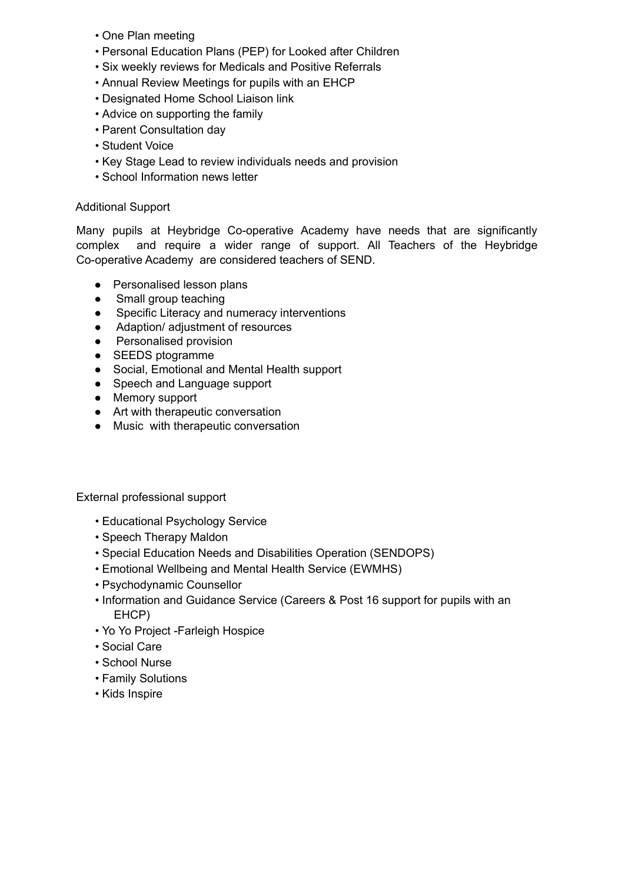- One Plan meeting
- Personal Education Plans (PEP) for Looked after Children
- Six weekly reviews for Medicals and Positive Referrals
- Annual Review Meetings for pupils with an EHCP
- Designated Home School Liaison link
- Advice on supporting the family
- Parent Consultation day
- Student Voice
- Key Stage Lead to review individuals needs and provision
- School Information news letter

Additional Support

Many pupils at Heybridge Co-operative Academy have needs that are significantly complex and require a wider range of support. All Teachers of the Heybridge Co-operative Academy are considered teachers of SEND.

- Personalised lesson plans
- Small group teaching
- Specific Literacy and numeracy interventions
- Adaption/ adjustment of resources
- Personalised provision
- SEEDS ptogramme
- Social, Emotional and Mental Health support
- Speech and Language support
- Memory support
- Art with therapeutic conversation
- Music with therapeutic conversation

External professional support

- Educational Psychology Service
- Speech Therapy Maldon
- Special Education Needs and Disabilities Operation (SENDOPS)
- Emotional Wellbeing and Mental Health Service (EWMHS)
- Psychodynamic Counsellor
- Information and Guidance Service (Careers & Post 16 support for pupils with an EHCP)
- Yo Yo Project -Farleigh Hospice
- Social Care
- School Nurse
- Family Solutions
- Kids Inspire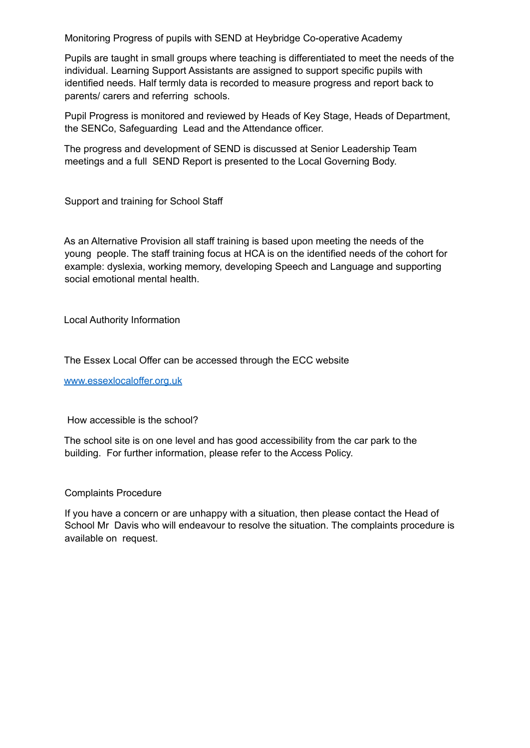## Monitoring Progress of pupils with SEND at Heybridge Co-operative Academy

Pupils are taught in small groups where teaching is differentiated to meet the needs of the individual. Learning Support Assistants are assigned to support specific pupils with identified needs. Half termly data is recorded to measure progress and report back to parents/ carers and referring schools.

Pupil Progress is monitored and reviewed by Heads of Key Stage, Heads of Department, the SENCo, Safeguarding Lead and the Attendance officer.

The progress and development of SEND is discussed at Senior Leadership Team meetings and a full SEND Report is presented to the Local Governing Body.

## Support and training for School Staff

As an Alternative Provision all staff training is based upon meeting the needs of the young people. The staff training focus at HCA is on the identified needs of the cohort for example: dyslexia, working memory, developing Speech and Language and supporting social emotional mental health.

## Local Authority Information

The Essex Local Offer can be accessed through the ECC website

[www.essexlocaloffer.org.uk](http://www.essexlocaloffer.org.uk)

## How accessible is the school?

The school site is on one level and has good accessibility from the car park to the building. For further information, please refer to the Access Policy.

## Complaints Procedure

If you have a concern or are unhappy with a situation, then please contact the Head of School Mr Davis who will endeavour to resolve the situation. The complaints procedure is available on request.